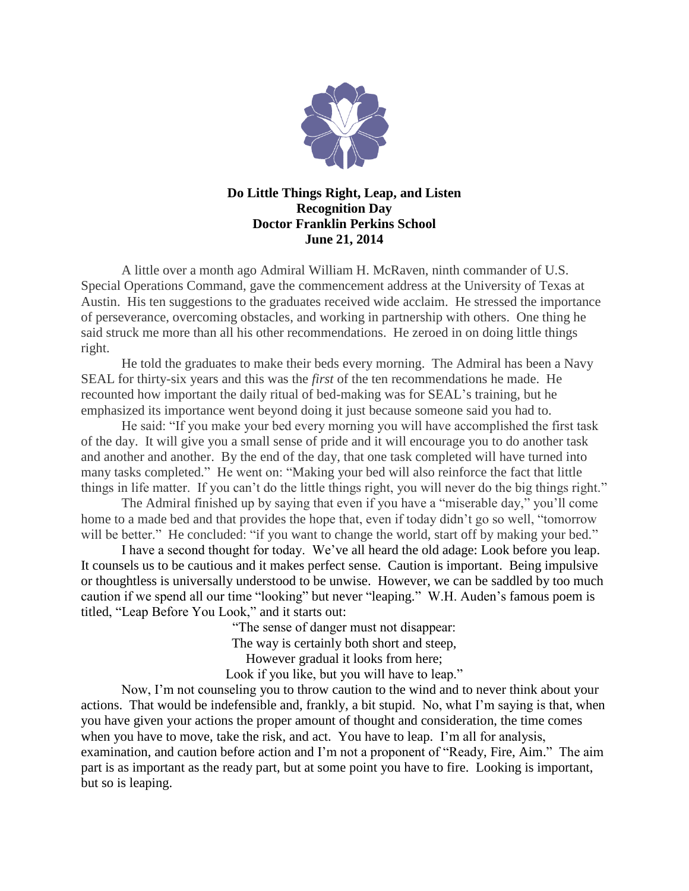**Do Little Things Right, Leap, and Listen**
**Recognition Day**
**Doctor Franklin Perkins School**
**June 21, 2014**

A little over a month ago Admiral William H. McRaven, ninth commander of U.S. Special Operations Command, gave the commencement address at the University of Texas at Austin. His ten suggestions to the graduates received wide acclaim. He stressed the importance of perseverance, overcoming obstacles, and working in partnership with others. One thing he said struck me more than all his other recommendations. He zeroed in on doing little things right.

He told the graduates to make their beds every morning. The Admiral has been a Navy SEAL for thirty-six years and this was the *first* of the ten recommendations he made. He recounted how important the daily ritual of bed-making was for SEAL's training, but he emphasized its importance went beyond doing it just because someone said you had to.

He said: "If you make your bed every morning you will have accomplished the first task of the day. It will give you a small sense of pride and it will encourage you to do another task and another and another. By the end of the day, that one task completed will have turned into many tasks completed." He went on: "Making your bed will also reinforce the fact that little things in life matter. If you can't do the little things right, you will never do the big things right."

The Admiral finished up by saying that even if you have a "miserable day," you'll come home to a made bed and that provides the hope that, even if today didn't go so well, "tomorrow will be better." He concluded: "if you want to change the world, start off by making your bed."

I have a second thought for today. We've all heard the old adage: Look before you leap. It counsels us to be cautious and it makes perfect sense. Caution is important. Being impulsive or thoughtless is universally understood to be unwise. However, we can be saddled by too much caution if we spend all our time "looking" but never "leaping." W.H. Auden's famous poem is titled, "Leap Before You Look," and it starts out:

"The sense of danger must not disappear:
The way is certainly both short and steep,
However gradual it looks from here;
Look if you like, but you will have to leap."

Now, I'm not counseling you to throw caution to the wind and to never think about your actions. That would be indefensible and, frankly, a bit stupid. No, what I'm saying is that, when you have given your actions the proper amount of thought and consideration, the time comes when you have to move, take the risk, and act. You have to leap. I'm all for analysis, examination, and caution before action and I'm not a proponent of "Ready, Fire, Aim." The aim part is as important as the ready part, but at some point you have to fire. Looking is important, but so is leaping.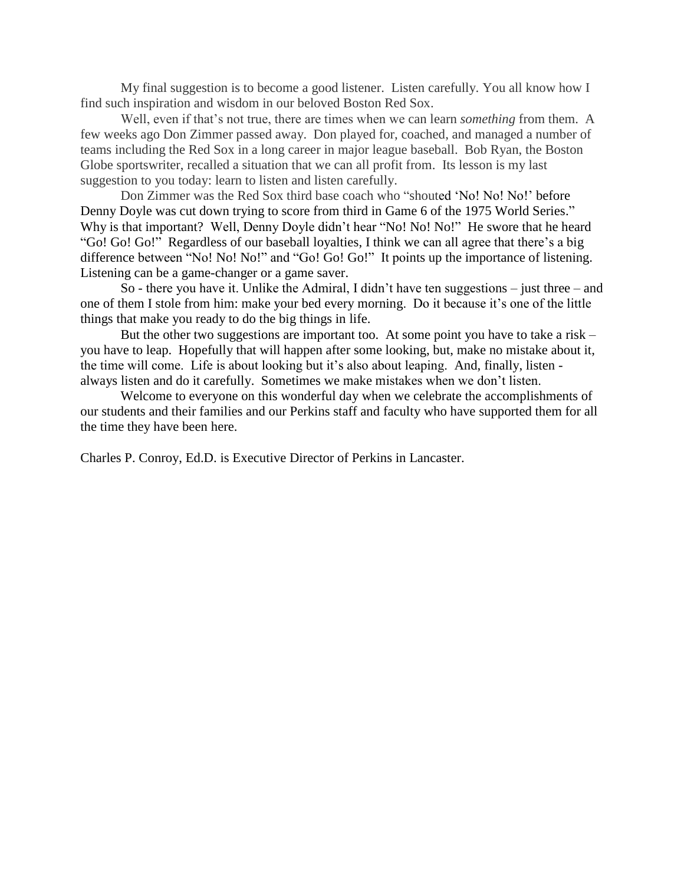My final suggestion is to become a good listener. Listen carefully. You all know how I find such inspiration and wisdom in our beloved Boston Red Sox.

Well, even if that's not true, there are times when we can learn *something* from them. A few weeks ago Don Zimmer passed away. Don played for, coached, and managed a number of teams including the Red Sox in a long career in major league baseball. Bob Ryan, the Boston Globe sportswriter, recalled a situation that we can all profit from. Its lesson is my last suggestion to you today: learn to listen and listen carefully.

Don Zimmer was the Red Sox third base coach who "shouted 'No! No! No!' before Denny Doyle was cut down trying to score from third in Game 6 of the 1975 World Series." Why is that important? Well, Denny Doyle didn't hear "No! No! No!" He swore that he heard "Go! Go! Go!" Regardless of our baseball loyalties, I think we can all agree that there's a big difference between "No! No! No!" and "Go! Go! Go!" It points up the importance of listening. Listening can be a game-changer or a game saver.

So - there you have it. Unlike the Admiral, I didn't have ten suggestions – just three – and one of them I stole from him: make your bed every morning. Do it because it's one of the little things that make you ready to do the big things in life.

But the other two suggestions are important too. At some point you have to take a risk – you have to leap. Hopefully that will happen after some looking, but, make no mistake about it, the time will come. Life is about looking but it's also about leaping. And, finally, listen - always listen and do it carefully. Sometimes we make mistakes when we don't listen.

Welcome to everyone on this wonderful day when we celebrate the accomplishments of our students and their families and our Perkins staff and faculty who have supported them for all the time they have been here.

Charles P. Conroy, Ed.D. is Executive Director of Perkins in Lancaster.